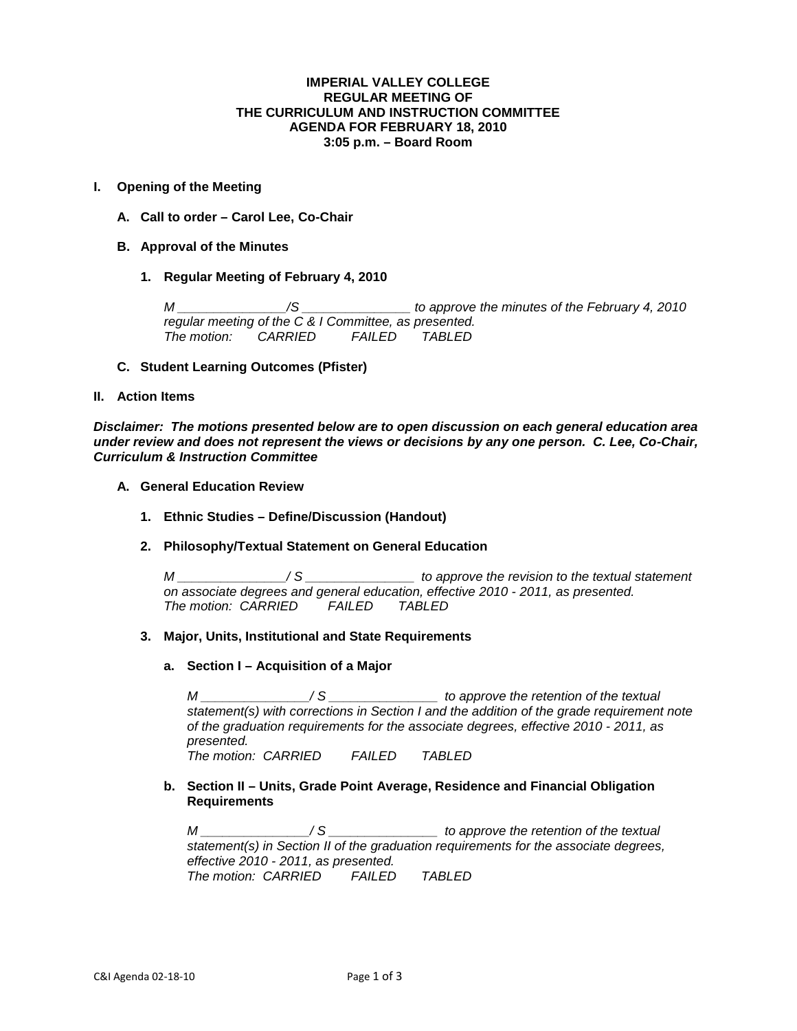**IMPERIAL VALLEY COLLEGE**
**REGULAR MEETING OF**
**THE CURRICULUM AND INSTRUCTION COMMITTEE**
**AGENDA FOR FEBRUARY 18, 2010**
**3:05 p.m. – Board Room**

**I. Opening of the Meeting**

**A. Call to order – Carol Lee, Co-Chair**

**B. Approval of the Minutes**

**1. Regular Meeting of February 4, 2010**

*M _______________/S _______________ to approve the minutes of the February 4, 2010 regular meeting of the C & I Committee, as presented.*
*The motion: CARRIED FAILED TABLED*

**C. Student Learning Outcomes (Pfister)**

**II. Action Items**

***Disclaimer: The motions presented below are to open discussion on each general education area under review and does not represent the views or decisions by any one person. C. Lee, Co-Chair, Curriculum & Instruction Committee***

**A. General Education Review**

**1. Ethnic Studies – Define/Discussion (Handout)**

**2. Philosophy/Textual Statement on General Education**

*M _______________/ S _______________ to approve the revision to the textual statement on associate degrees and general education, effective 2010 - 2011, as presented.*
*The motion: CARRIED FAILED TABLED*

**3. Major, Units, Institutional and State Requirements**

**a. Section I – Acquisition of a Major**

*M _______________/ S _______________ to approve the retention of the textual statement(s) with corrections in Section I and the addition of the grade requirement note of the graduation requirements for the associate degrees, effective 2010 - 2011, as presented.*
*The motion: CARRIED FAILED TABLED*

**b. Section II – Units, Grade Point Average, Residence and Financial Obligation Requirements**

*M _______________/ S _______________ to approve the retention of the textual statement(s) in Section II of the graduation requirements for the associate degrees, effective 2010 - 2011, as presented.*
*The motion: CARRIED FAILED TABLED*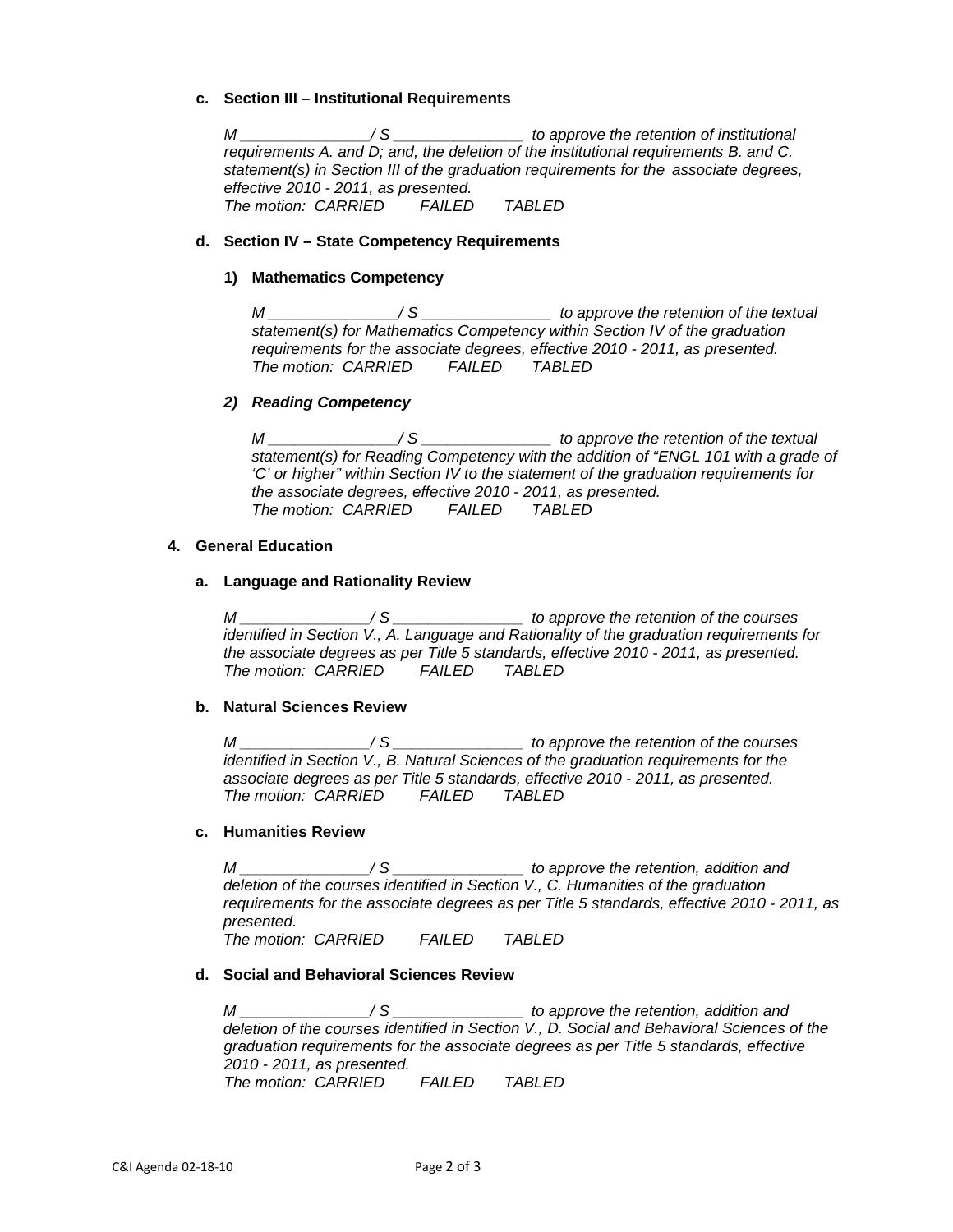c. **Section III – Institutional Requirements**

*M _______________/ S _______________ to approve the retention of institutional requirements A. and D; and, the deletion of the institutional requirements B. and C. statement(s) in Section III of the graduation requirements for the associate degrees, effective 2010 - 2011, as presented.*
*The motion: CARRIED FAILED TABLED*

d. **Section IV – State Competency Requirements**

1) **Mathematics Competency**

*M _______________/ S _______________ to approve the retention of the textual statement(s) for Mathematics Competency within Section IV of the graduation requirements for the associate degrees, effective 2010 - 2011, as presented.*
*The motion: CARRIED FAILED TABLED*

2) ***Reading Competency***

*M _______________/ S _______________ to approve the retention of the textual statement(s) for Reading Competency with the addition of "ENGL 101 with a grade of 'C' or higher" within Section IV to the statement of the graduation requirements for the associate degrees, effective 2010 - 2011, as presented.*
*The motion: CARRIED FAILED TABLED*

4. **General Education**

a. **Language and Rationality Review**

*M _______________/ S _______________ to approve the retention of the courses identified in Section V., A. Language and Rationality of the graduation requirements for the associate degrees as per Title 5 standards, effective 2010 - 2011, as presented.*
*The motion: CARRIED FAILED TABLED*

b. **Natural Sciences Review**

*M _______________/ S _______________ to approve the retention of the courses identified in Section V., B. Natural Sciences of the graduation requirements for the associate degrees as per Title 5 standards, effective 2010 - 2011, as presented.*
*The motion: CARRIED FAILED TABLED*

c. **Humanities Review**

*M _______________/ S _______________ to approve the retention, addition and deletion of the courses identified in Section V., C. Humanities of the graduation requirements for the associate degrees as per Title 5 standards, effective 2010 - 2011, as presented.*
*The motion: CARRIED FAILED TABLED*

d. **Social and Behavioral Sciences Review**

*M _______________/ S _______________ to approve the retention, addition and deletion of the courses identified in Section V., D. Social and Behavioral Sciences of the graduation requirements for the associate degrees as per Title 5 standards, effective 2010 - 2011, as presented.*
*The motion: CARRIED FAILED TABLED*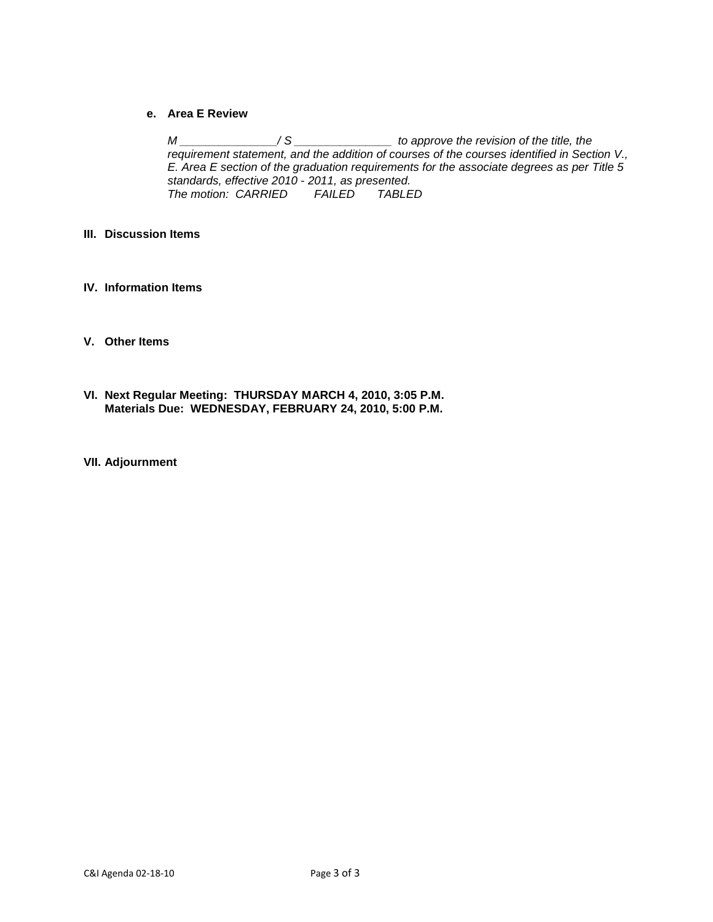**e. Area E Review**

*M _______________/ S _______________ to approve the revision of the title, the requirement statement, and the addition of courses of the courses identified in Section V., E. Area E section of the graduation requirements for the associate degrees as per Title 5 standards, effective 2010 - 2011, as presented.*
*The motion: CARRIED FAILED TABLED*

**III. Discussion Items**

**IV. Information Items**

**V. Other Items**

**VI. Next Regular Meeting: THURSDAY MARCH 4, 2010, 3:05 P.M.**
**Materials Due: WEDNESDAY, FEBRUARY 24, 2010, 5:00 P.M.**

**VII. Adjournment**